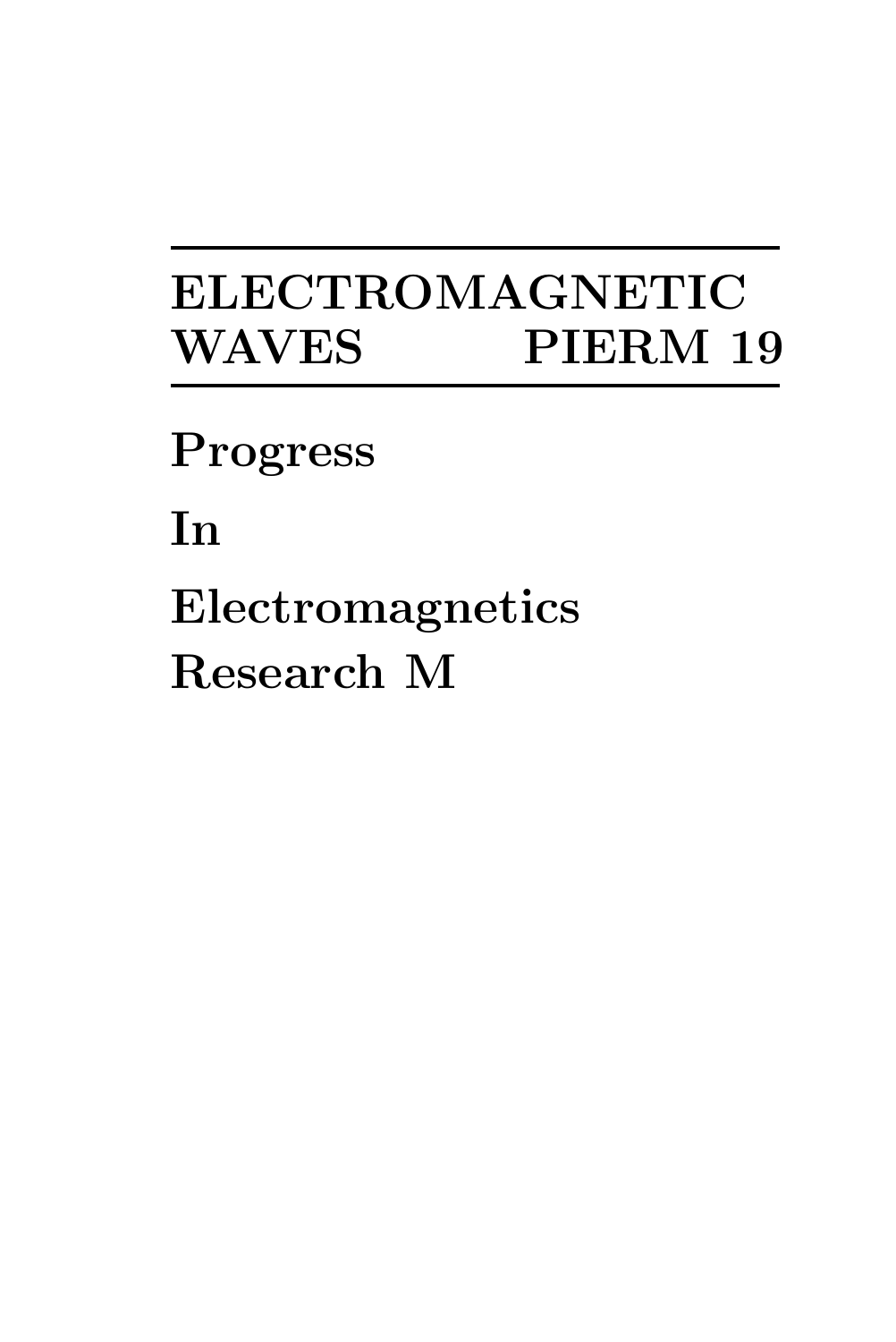# ELECTROMAGNETIC WAVES PIERM 19

**Progress**

**In**

**Electromagnetics**

**Research M**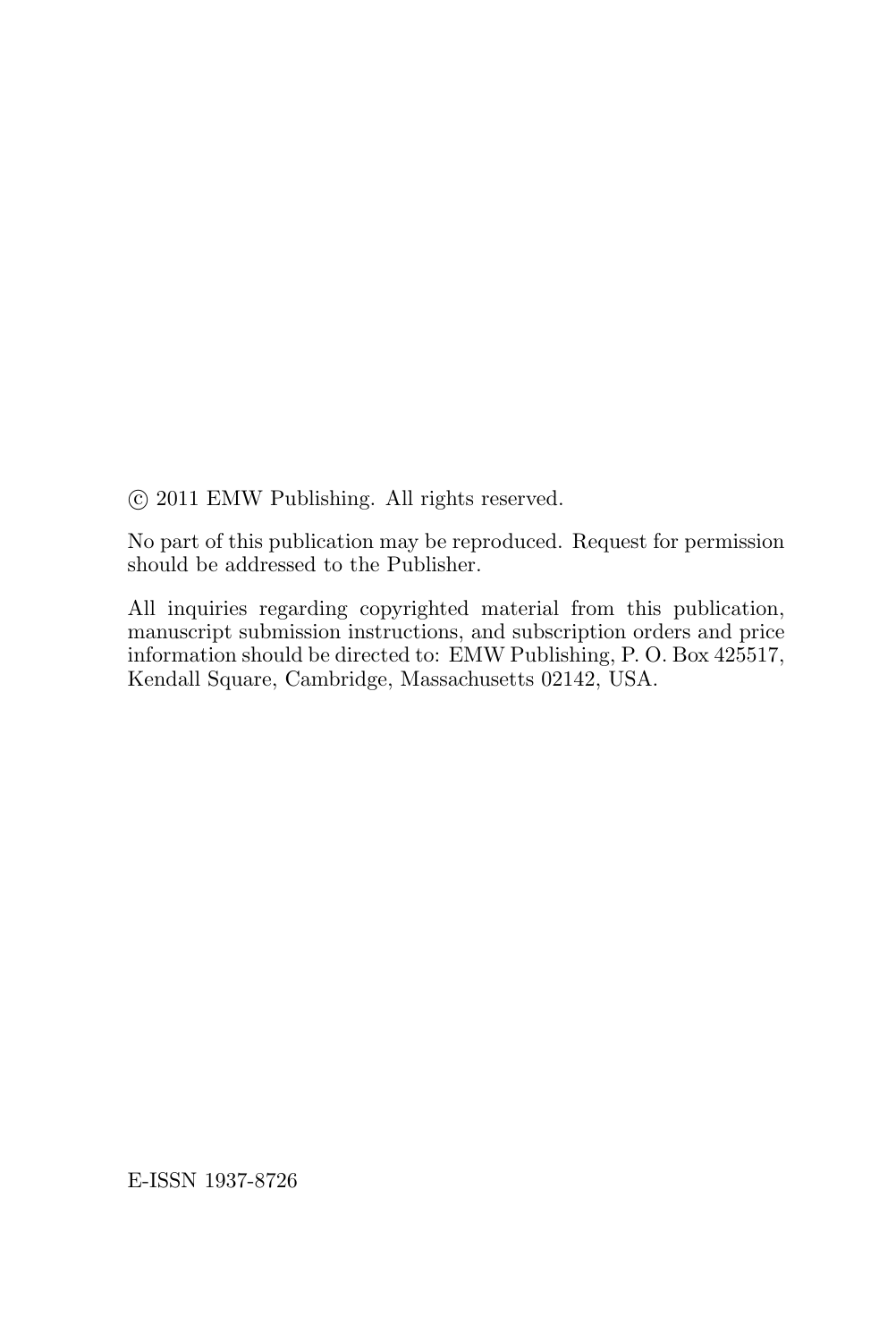© 2011 EMW Publishing. All rights reserved.

No part of this publication may be reproduced. Request for permission should be addressed to the Publisher.

All inquiries regarding copyrighted material from this publication, manuscript submission instructions, and subscription orders and price information should be directed to: EMW Publishing, P. O. Box 425517, Kendall Square, Cambridge, Massachusetts 02142, USA.

E-ISSN 1937-8726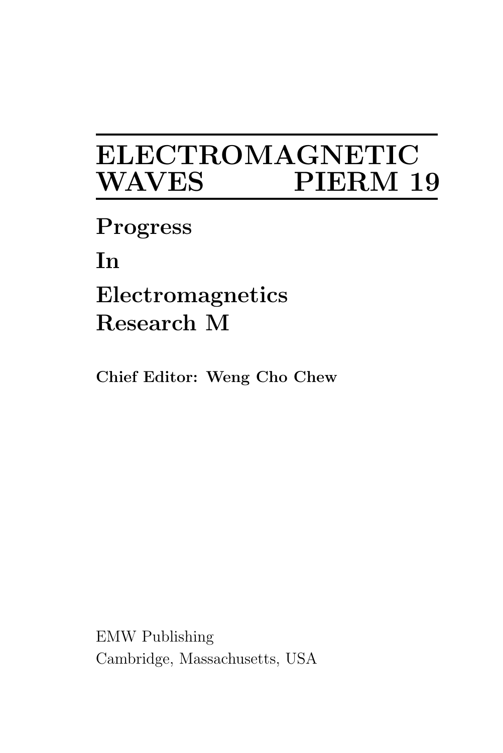# ELECTROMAGNETIC WAVES PIERM 19

**Progress**

**In**

**Electromagnetics Research M**

**Chief Editor: Weng Cho Chew**

EMW Publishing
Cambridge, Massachusetts, USA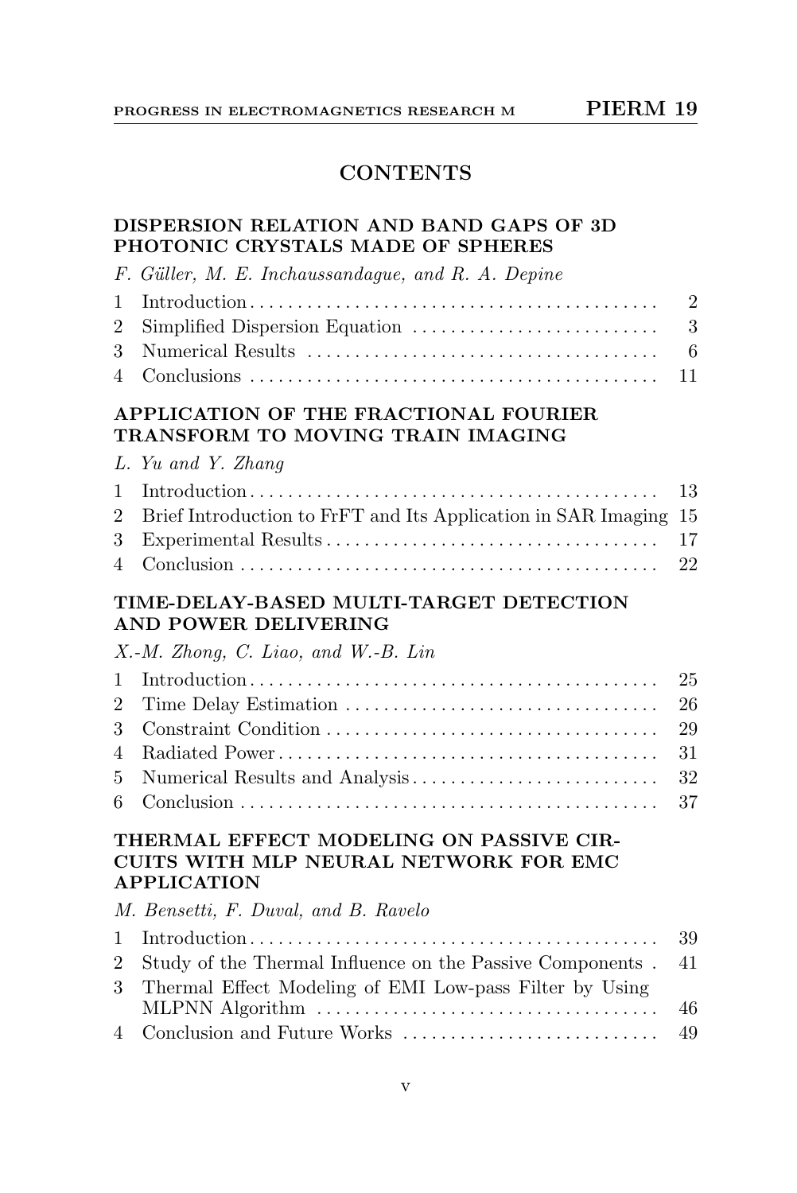# CONTENTS

## DISPERSION RELATION AND BAND GAPS OF 3D PHOTONIC CRYSTALS MADE OF SPHERES

*F. Güller, M. E. Inchaussandague, and R. A. Depine*

| | | |
|---|---|---|
| 1 | Introduction | 2 |
| 2 | Simplified Dispersion Equation | 3 |
| 3 | Numerical Results | 6 |
| 4 | Conclusions | 11 |

## APPLICATION OF THE FRACTIONAL FOURIER TRANSFORM TO MOVING TRAIN IMAGING

*L. Yu and Y. Zhang*

| | | |
|---|---|---|
| 1 | Introduction | 13 |
| 2 | Brief Introduction to FrFT and Its Application in SAR Imaging | 15 |
| 3 | Experimental Results | 17 |
| 4 | Conclusion | 22 |

## TIME-DELAY-BASED MULTI-TARGET DETECTION AND POWER DELIVERING

*X.-M. Zhong, C. Liao, and W.-B. Lin*

| | | |
|---|---|---|
| 1 | Introduction | 25 |
| 2 | Time Delay Estimation | 26 |
| 3 | Constraint Condition | 29 |
| 4 | Radiated Power | 31 |
| 5 | Numerical Results and Analysis | 32 |
| 6 | Conclusion | 37 |

## THERMAL EFFECT MODELING ON PASSIVE CIRCUITS WITH MLP NEURAL NETWORK FOR EMC APPLICATION

*M. Bensetti, F. Duval, and B. Ravelo*

| | | |
|---|---|---|
| 1 | Introduction | 39 |
| 2 | Study of the Thermal Influence on the Passive Components | 41 |
| 3 | Thermal Effect Modeling of EMI Low-pass Filter by Using MLPNN Algorithm | 46 |
| 4 | Conclusion and Future Works | 49 |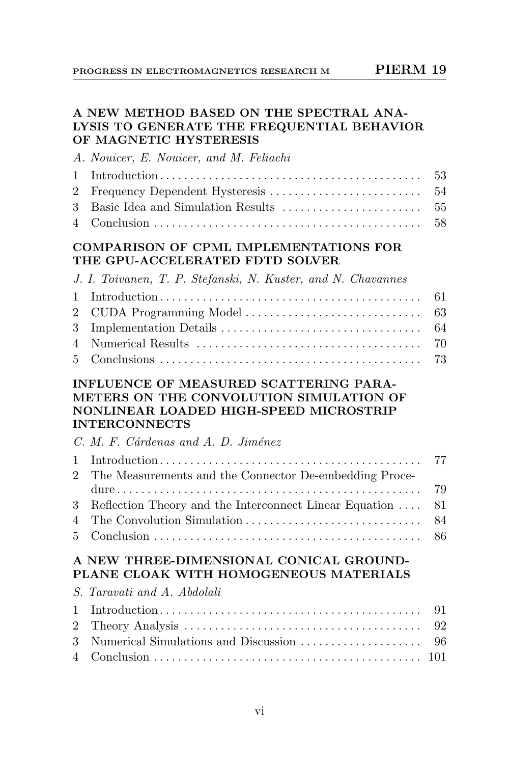### A NEW METHOD BASED ON THE SPECTRAL ANALYSIS TO GENERATE THE FREQUENTIAL BEHAVIOR OF MAGNETIC HYSTERESIS

*A. Nouicer, E. Nouicer, and M. Feliachi*

| | | |
|---|---|---|
| 1 | Introduction | 53 |
| 2 | Frequency Dependent Hysteresis | 54 |
| 3 | Basic Idea and Simulation Results | 55 |
| 4 | Conclusion | 58 |

### COMPARISON OF CPML IMPLEMENTATIONS FOR THE GPU-ACCELERATED FDTD SOLVER

*J. I. Toivanen, T. P. Stefanski, N. Kuster, and N. Chavannes*

| | | |
|---|---|---|
| 1 | Introduction | 61 |
| 2 | CUDA Programming Model | 63 |
| 3 | Implementation Details | 64 |
| 4 | Numerical Results | 70 |
| 5 | Conclusions | 73 |

### INFLUENCE OF MEASURED SCATTERING PARAMETERS ON THE CONVOLUTION SIMULATION OF NONLINEAR LOADED HIGH-SPEED MICROSTRIP INTERCONNECTS

*C. M. F. Cárdenas and A. D. Jiménez*

| | | |
|---|---|---|
| 1 | Introduction | 77 |
| 2 | The Measurements and the Connector De-embedding Procedure | 79 |
| 3 | Reflection Theory and the Interconnect Linear Equation | 81 |
| 4 | The Convolution Simulation | 84 |
| 5 | Conclusion | 86 |

### A NEW THREE-DIMENSIONAL CONICAL GROUND-PLANE CLOAK WITH HOMOGENEOUS MATERIALS

*S. Taravati and A. Abdolali*

| | | |
|---|---|---|
| 1 | Introduction | 91 |
| 2 | Theory Analysis | 92 |
| 3 | Numerical Simulations and Discussion | 96 |
| 4 | Conclusion | 101 |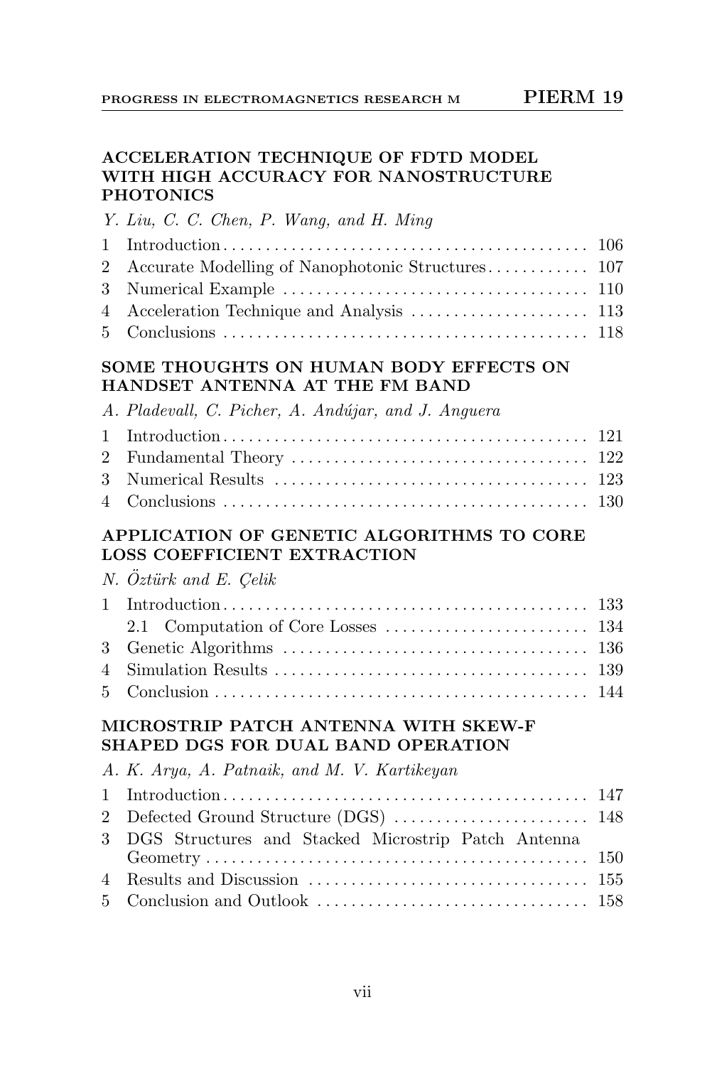## ACCELERATION TECHNIQUE OF FDTD MODEL WITH HIGH ACCURACY FOR NANOSTRUCTURE PHOTONICS

*Y. Liu, C. C. Chen, P. Wang, and H. Ming*

1 Introduction ........................................ 106
2 Accurate Modelling of Nanophotonic Structures ............ 107
3 Numerical Example ................................... 110
4 Acceleration Technique and Analysis ..................... 113
5 Conclusions ......................................... 118

## SOME THOUGHTS ON HUMAN BODY EFFECTS ON HANDSET ANTENNA AT THE FM BAND

*A. Pladevall, C. Picher, A. Andújar, and J. Anguera*

1 Introduction ........................................ 121
2 Fundamental Theory .................................. 122
3 Numerical Results .................................... 123
4 Conclusions ......................................... 130

## APPLICATION OF GENETIC ALGORITHMS TO CORE LOSS COEFFICIENT EXTRACTION

*N. Öztürk and E. Çelik*

1 Introduction ........................................ 133
   2.1 Computation of Core Losses ........................ 134
3 Genetic Algorithms ................................... 136
4 Simulation Results .................................... 139
5 Conclusion .......................................... 144

## MICROSTRIP PATCH ANTENNA WITH SKEW-F SHAPED DGS FOR DUAL BAND OPERATION

*A. K. Arya, A. Patnaik, and M. V. Kartikeyan*

1 Introduction ........................................ 147
2 Defected Ground Structure (DGS) ....................... 148
3 DGS Structures and Stacked Microstrip Patch Antenna Geometry ........................................... 150
4 Results and Discussion ................................ 155
5 Conclusion and Outlook ................................ 158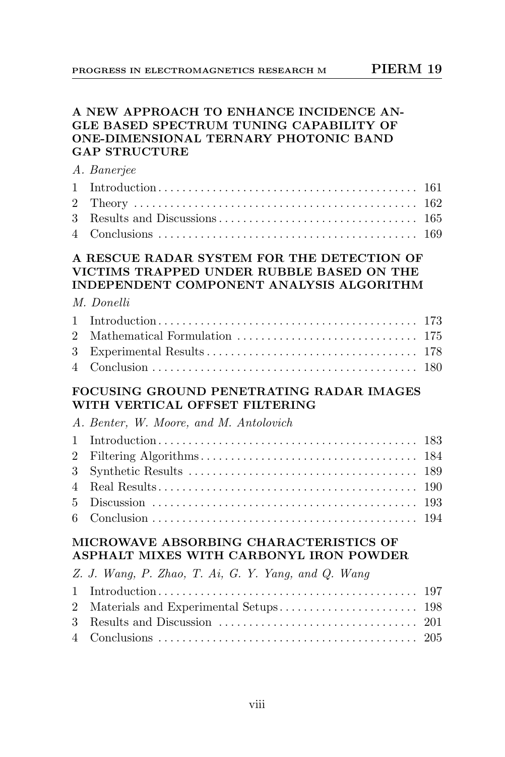### A NEW APPROACH TO ENHANCE INCIDENCE ANGLE BASED SPECTRUM TUNING CAPABILITY OF ONE-DIMENSIONAL TERNARY PHOTONIC BAND GAP STRUCTURE

*A. Banerjee*

| | | |
|---|---|---|
| 1 | Introduction | 161 |
| 2 | Theory | 162 |
| 3 | Results and Discussions | 165 |
| 4 | Conclusions | 169 |

### A RESCUE RADAR SYSTEM FOR THE DETECTION OF VICTIMS TRAPPED UNDER RUBBLE BASED ON THE INDEPENDENT COMPONENT ANALYSIS ALGORITHM

*M. Donelli*

| | | |
|---|---|---|
| 1 | Introduction | 173 |
| 2 | Mathematical Formulation | 175 |
| 3 | Experimental Results | 178 |
| 4 | Conclusion | 180 |

### FOCUSING GROUND PENETRATING RADAR IMAGES WITH VERTICAL OFFSET FILTERING

*A. Benter, W. Moore, and M. Antolovich*

| | | |
|---|---|---|
| 1 | Introduction | 183 |
| 2 | Filtering Algorithms | 184 |
| 3 | Synthetic Results | 189 |
| 4 | Real Results | 190 |
| 5 | Discussion | 193 |
| 6 | Conclusion | 194 |

### MICROWAVE ABSORBING CHARACTERISTICS OF ASPHALT MIXES WITH CARBONYL IRON POWDER

*Z. J. Wang, P. Zhao, T. Ai, G. Y. Yang, and Q. Wang*

| | | |
|---|---|---|
| 1 | Introduction | 197 |
| 2 | Materials and Experimental Setups | 198 |
| 3 | Results and Discussion | 201 |
| 4 | Conclusions | 205 |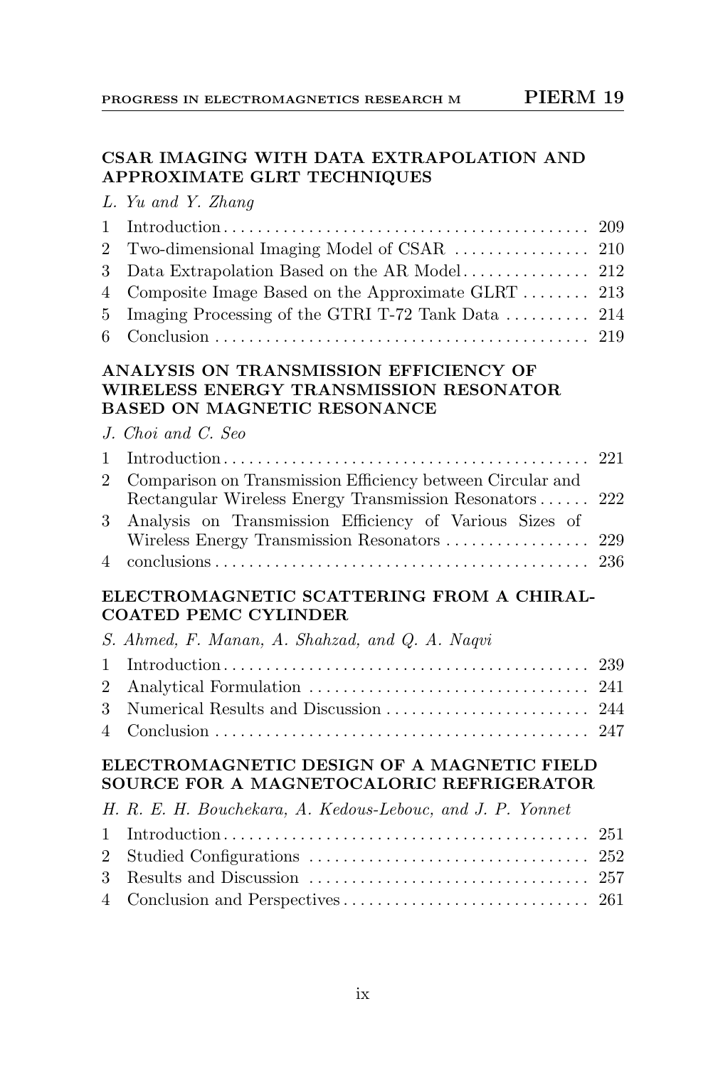## CSAR IMAGING WITH DATA EXTRAPOLATION AND APPROXIMATE GLRT TECHNIQUES

*L. Yu and Y. Zhang*

1 Introduction . . . . . . . . . . . . . . . . . . . . . . . . . . . . . . . . . . . . . . . . . . 209
2 Two-dimensional Imaging Model of CSAR . . . . . . . . . . . . . . . . 210
3 Data Extrapolation Based on the AR Model . . . . . . . . . . . . . . . 212
4 Composite Image Based on the Approximate GLRT . . . . . . . . 213
5 Imaging Processing of the GTRI T-72 Tank Data . . . . . . . . . . 214
6 Conclusion . . . . . . . . . . . . . . . . . . . . . . . . . . . . . . . . . . . . . . . . . . 219

## ANALYSIS ON TRANSMISSION EFFICIENCY OF WIRELESS ENERGY TRANSMISSION RESONATOR BASED ON MAGNETIC RESONANCE

*J. Choi and C. Seo*

1 Introduction . . . . . . . . . . . . . . . . . . . . . . . . . . . . . . . . . . . . . . . . . . 221
2 Comparison on Transmission Efficiency between Circular and Rectangular Wireless Energy Transmission Resonators . . . . . . 222
3 Analysis on Transmission Efficiency of Various Sizes of Wireless Energy Transmission Resonators . . . . . . . . . . . . . . . . . 229
4 conclusions . . . . . . . . . . . . . . . . . . . . . . . . . . . . . . . . . . . . . . . . . . 236

## ELECTROMAGNETIC SCATTERING FROM A CHIRAL-COATED PEMC CYLINDER

*S. Ahmed, F. Manan, A. Shahzad, and Q. A. Naqvi*

1 Introduction . . . . . . . . . . . . . . . . . . . . . . . . . . . . . . . . . . . . . . . . . . 239
2 Analytical Formulation . . . . . . . . . . . . . . . . . . . . . . . . . . . . . . . . . 241
3 Numerical Results and Discussion . . . . . . . . . . . . . . . . . . . . . . . . 244
4 Conclusion . . . . . . . . . . . . . . . . . . . . . . . . . . . . . . . . . . . . . . . . . . . 247

## ELECTROMAGNETIC DESIGN OF A MAGNETIC FIELD SOURCE FOR A MAGNETOCALORIC REFRIGERATOR

*H. R. E. H. Bouchekara, A. Kedous-Lebouc, and J. P. Yonnet*

1 Introduction . . . . . . . . . . . . . . . . . . . . . . . . . . . . . . . . . . . . . . . . . . 251
2 Studied Configurations . . . . . . . . . . . . . . . . . . . . . . . . . . . . . . . . . 252
3 Results and Discussion . . . . . . . . . . . . . . . . . . . . . . . . . . . . . . . . . 257
4 Conclusion and Perspectives . . . . . . . . . . . . . . . . . . . . . . . . . . . . . 261